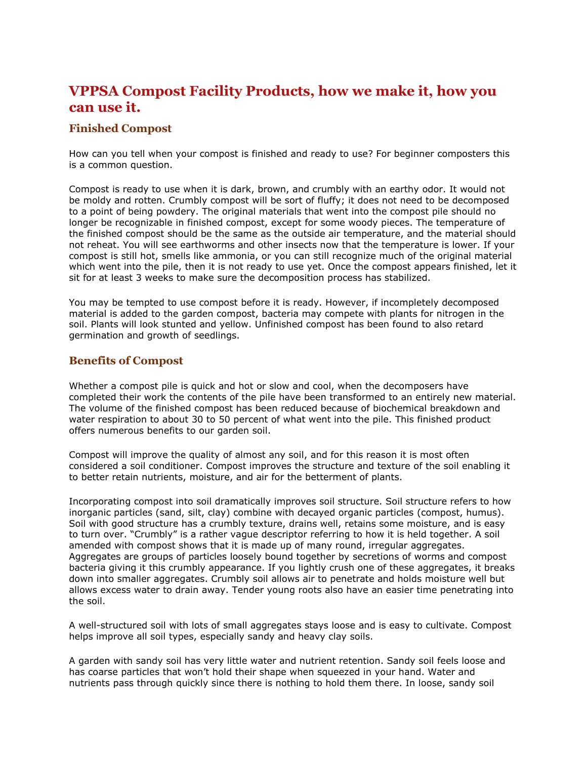# VPPSA Compost Facility Products, how we make it, how you can use it.

## Finished Compost

How can you tell when your compost is finished and ready to use? For beginner composters this is a common question.

Compost is ready to use when it is dark, brown, and crumbly with an earthy odor. It would not be moldy and rotten. Crumbly compost will be sort of fluffy; it does not need to be decomposed to a point of being powdery. The original materials that went into the compost pile should no longer be recognizable in finished compost, except for some woody pieces. The temperature of the finished compost should be the same as the outside air temperature, and the material should not reheat. You will see earthworms and other insects now that the temperature is lower. If your compost is still hot, smells like ammonia, or you can still recognize much of the original material which went into the pile, then it is not ready to use yet. Once the compost appears finished, let it sit for at least 3 weeks to make sure the decomposition process has stabilized.

You may be tempted to use compost before it is ready. However, if incompletely decomposed material is added to the garden compost, bacteria may compete with plants for nitrogen in the soil. Plants will look stunted and yellow. Unfinished compost has been found to also retard germination and growth of seedlings.

## Benefits of Compost

Whether a compost pile is quick and hot or slow and cool, when the decomposers have completed their work the contents of the pile have been transformed to an entirely new material. The volume of the finished compost has been reduced because of biochemical breakdown and water respiration to about 30 to 50 percent of what went into the pile. This finished product offers numerous benefits to our garden soil.

Compost will improve the quality of almost any soil, and for this reason it is most often considered a soil conditioner. Compost improves the structure and texture of the soil enabling it to better retain nutrients, moisture, and air for the betterment of plants.

Incorporating compost into soil dramatically improves soil structure. Soil structure refers to how inorganic particles (sand, silt, clay) combine with decayed organic particles (compost, humus). Soil with good structure has a crumbly texture, drains well, retains some moisture, and is easy to turn over. "Crumbly" is a rather vague descriptor referring to how it is held together. A soil amended with compost shows that it is made up of many round, irregular aggregates. Aggregates are groups of particles loosely bound together by secretions of worms and compost bacteria giving it this crumbly appearance. If you lightly crush one of these aggregates, it breaks down into smaller aggregates. Crumbly soil allows air to penetrate and holds moisture well but allows excess water to drain away. Tender young roots also have an easier time penetrating into the soil.

A well-structured soil with lots of small aggregates stays loose and is easy to cultivate. Compost helps improve all soil types, especially sandy and heavy clay soils.

A garden with sandy soil has very little water and nutrient retention. Sandy soil feels loose and has coarse particles that won't hold their shape when squeezed in your hand. Water and nutrients pass through quickly since there is nothing to hold them there. In loose, sandy soil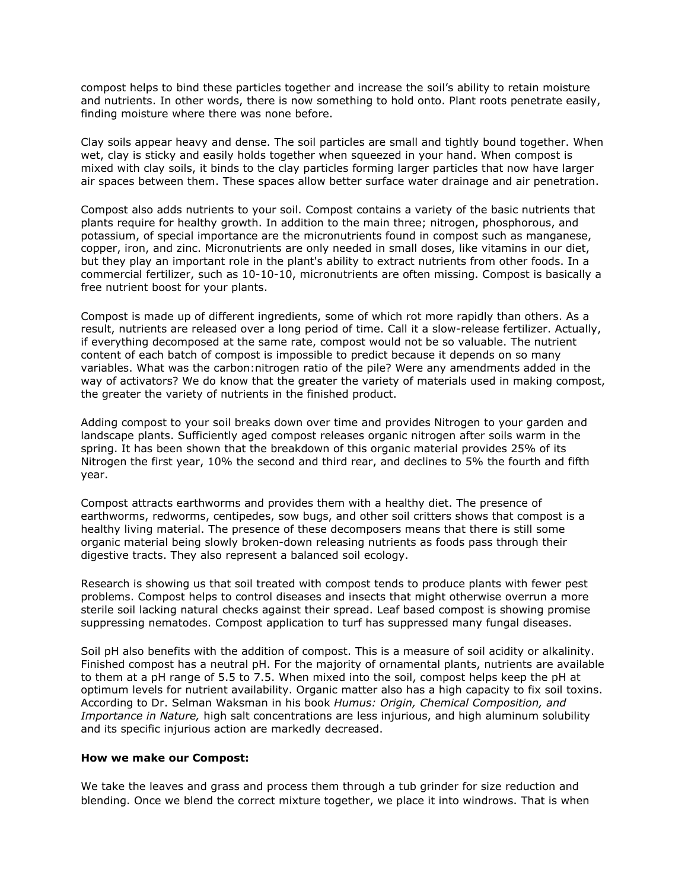compost helps to bind these particles together and increase the soil's ability to retain moisture and nutrients. In other words, there is now something to hold onto. Plant roots penetrate easily, finding moisture where there was none before.

Clay soils appear heavy and dense. The soil particles are small and tightly bound together. When wet, clay is sticky and easily holds together when squeezed in your hand. When compost is mixed with clay soils, it binds to the clay particles forming larger particles that now have larger air spaces between them. These spaces allow better surface water drainage and air penetration.

Compost also adds nutrients to your soil. Compost contains a variety of the basic nutrients that plants require for healthy growth. In addition to the main three; nitrogen, phosphorous, and potassium, of special importance are the micronutrients found in compost such as manganese, copper, iron, and zinc. Micronutrients are only needed in small doses, like vitamins in our diet, but they play an important role in the plant's ability to extract nutrients from other foods. In a commercial fertilizer, such as 10-10-10, micronutrients are often missing. Compost is basically a free nutrient boost for your plants.

Compost is made up of different ingredients, some of which rot more rapidly than others. As a result, nutrients are released over a long period of time. Call it a slow-release fertilizer. Actually, if everything decomposed at the same rate, compost would not be so valuable. The nutrient content of each batch of compost is impossible to predict because it depends on so many variables. What was the carbon:nitrogen ratio of the pile? Were any amendments added in the way of activators? We do know that the greater the variety of materials used in making compost, the greater the variety of nutrients in the finished product.

Adding compost to your soil breaks down over time and provides Nitrogen to your garden and landscape plants. Sufficiently aged compost releases organic nitrogen after soils warm in the spring. It has been shown that the breakdown of this organic material provides 25% of its Nitrogen the first year, 10% the second and third rear, and declines to 5% the fourth and fifth year.

Compost attracts earthworms and provides them with a healthy diet. The presence of earthworms, redworms, centipedes, sow bugs, and other soil critters shows that compost is a healthy living material. The presence of these decomposers means that there is still some organic material being slowly broken-down releasing nutrients as foods pass through their digestive tracts. They also represent a balanced soil ecology.

Research is showing us that soil treated with compost tends to produce plants with fewer pest problems. Compost helps to control diseases and insects that might otherwise overrun a more sterile soil lacking natural checks against their spread. Leaf based compost is showing promise suppressing nematodes. Compost application to turf has suppressed many fungal diseases.

Soil pH also benefits with the addition of compost. This is a measure of soil acidity or alkalinity. Finished compost has a neutral pH. For the majority of ornamental plants, nutrients are available to them at a pH range of 5.5 to 7.5. When mixed into the soil, compost helps keep the pH at optimum levels for nutrient availability. Organic matter also has a high capacity to fix soil toxins. According to Dr. Selman Waksman in his book *Humus: Origin, Chemical Composition, and Importance in Nature,* high salt concentrations are less injurious, and high aluminum solubility and its specific injurious action are markedly decreased.

**How we make our Compost:**

We take the leaves and grass and process them through a tub grinder for size reduction and blending. Once we blend the correct mixture together, we place it into windrows. That is when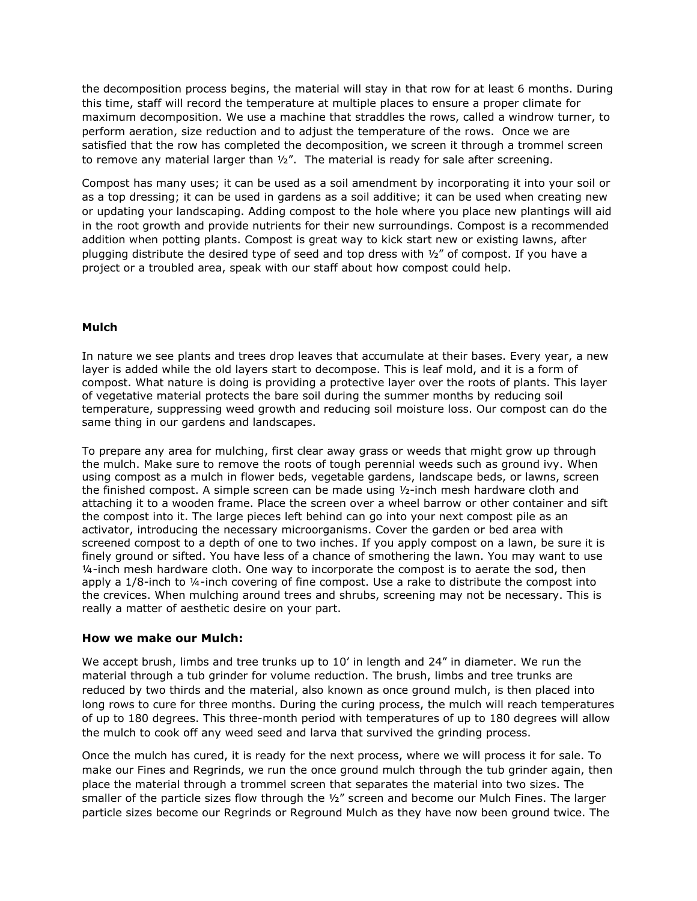the decomposition process begins, the material will stay in that row for at least 6 months. During this time, staff will record the temperature at multiple places to ensure a proper climate for maximum decomposition. We use a machine that straddles the rows, called a windrow turner, to perform aeration, size reduction and to adjust the temperature of the rows. Once we are satisfied that the row has completed the decomposition, we screen it through a trommel screen to remove any material larger than ½". The material is ready for sale after screening.

Compost has many uses; it can be used as a soil amendment by incorporating it into your soil or as a top dressing; it can be used in gardens as a soil additive; it can be used when creating new or updating your landscaping. Adding compost to the hole where you place new plantings will aid in the root growth and provide nutrients for their new surroundings. Compost is a recommended addition when potting plants. Compost is great way to kick start new or existing lawns, after plugging distribute the desired type of seed and top dress with ½" of compost. If you have a project or a troubled area, speak with our staff about how compost could help.

**Mulch**

In nature we see plants and trees drop leaves that accumulate at their bases. Every year, a new layer is added while the old layers start to decompose. This is leaf mold, and it is a form of compost. What nature is doing is providing a protective layer over the roots of plants. This layer of vegetative material protects the bare soil during the summer months by reducing soil temperature, suppressing weed growth and reducing soil moisture loss. Our compost can do the same thing in our gardens and landscapes.

To prepare any area for mulching, first clear away grass or weeds that might grow up through the mulch. Make sure to remove the roots of tough perennial weeds such as ground ivy. When using compost as a mulch in flower beds, vegetable gardens, landscape beds, or lawns, screen the finished compost. A simple screen can be made using ½-inch mesh hardware cloth and attaching it to a wooden frame. Place the screen over a wheel barrow or other container and sift the compost into it. The large pieces left behind can go into your next compost pile as an activator, introducing the necessary microorganisms. Cover the garden or bed area with screened compost to a depth of one to two inches. If you apply compost on a lawn, be sure it is finely ground or sifted. You have less of a chance of smothering the lawn. You may want to use ¼-inch mesh hardware cloth. One way to incorporate the compost is to aerate the sod, then apply a 1/8-inch to ¼-inch covering of fine compost. Use a rake to distribute the compost into the crevices. When mulching around trees and shrubs, screening may not be necessary. This is really a matter of aesthetic desire on your part.

### How we make our Mulch:

We accept brush, limbs and tree trunks up to 10' in length and 24" in diameter. We run the material through a tub grinder for volume reduction. The brush, limbs and tree trunks are reduced by two thirds and the material, also known as once ground mulch, is then placed into long rows to cure for three months. During the curing process, the mulch will reach temperatures of up to 180 degrees. This three-month period with temperatures of up to 180 degrees will allow the mulch to cook off any weed seed and larva that survived the grinding process.

Once the mulch has cured, it is ready for the next process, where we will process it for sale. To make our Fines and Regrinds, we run the once ground mulch through the tub grinder again, then place the material through a trommel screen that separates the material into two sizes. The smaller of the particle sizes flow through the ½" screen and become our Mulch Fines. The larger particle sizes become our Regrinds or Reground Mulch as they have now been ground twice. The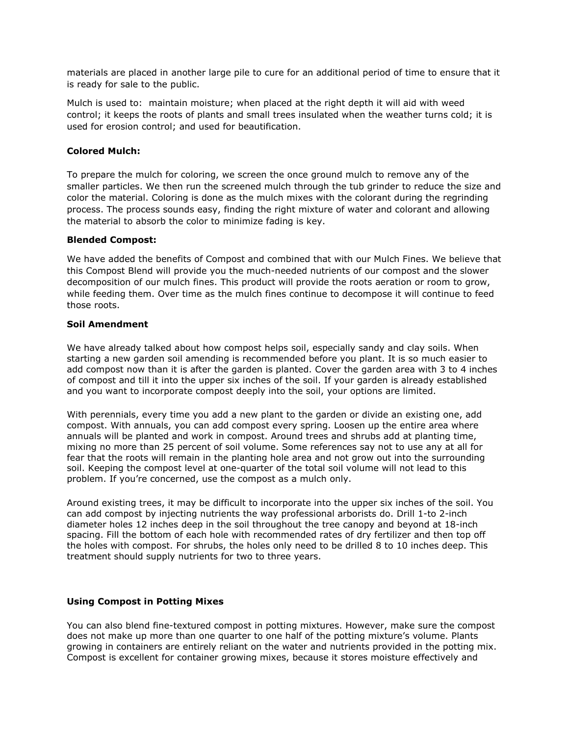materials are placed in another large pile to cure for an additional period of time to ensure that it is ready for sale to the public.

Mulch is used to: maintain moisture; when placed at the right depth it will aid with weed control; it keeps the roots of plants and small trees insulated when the weather turns cold; it is used for erosion control; and used for beautification.

**Colored Mulch:**

To prepare the mulch for coloring, we screen the once ground mulch to remove any of the smaller particles. We then run the screened mulch through the tub grinder to reduce the size and color the material. Coloring is done as the mulch mixes with the colorant during the regrinding process. The process sounds easy, finding the right mixture of water and colorant and allowing the material to absorb the color to minimize fading is key.

**Blended Compost:**

We have added the benefits of Compost and combined that with our Mulch Fines. We believe that this Compost Blend will provide you the much-needed nutrients of our compost and the slower decomposition of our mulch fines. This product will provide the roots aeration or room to grow, while feeding them. Over time as the mulch fines continue to decompose it will continue to feed those roots.

**Soil Amendment**

We have already talked about how compost helps soil, especially sandy and clay soils. When starting a new garden soil amending is recommended before you plant. It is so much easier to add compost now than it is after the garden is planted. Cover the garden area with 3 to 4 inches of compost and till it into the upper six inches of the soil. If your garden is already established and you want to incorporate compost deeply into the soil, your options are limited.

With perennials, every time you add a new plant to the garden or divide an existing one, add compost. With annuals, you can add compost every spring. Loosen up the entire area where annuals will be planted and work in compost. Around trees and shrubs add at planting time, mixing no more than 25 percent of soil volume. Some references say not to use any at all for fear that the roots will remain in the planting hole area and not grow out into the surrounding soil. Keeping the compost level at one-quarter of the total soil volume will not lead to this problem. If you're concerned, use the compost as a mulch only.

Around existing trees, it may be difficult to incorporate into the upper six inches of the soil. You can add compost by injecting nutrients the way professional arborists do. Drill 1-to 2-inch diameter holes 12 inches deep in the soil throughout the tree canopy and beyond at 18-inch spacing. Fill the bottom of each hole with recommended rates of dry fertilizer and then top off the holes with compost. For shrubs, the holes only need to be drilled 8 to 10 inches deep. This treatment should supply nutrients for two to three years.

**Using Compost in Potting Mixes**

You can also blend fine-textured compost in potting mixtures. However, make sure the compost does not make up more than one quarter to one half of the potting mixture's volume. Plants growing in containers are entirely reliant on the water and nutrients provided in the potting mix. Compost is excellent for container growing mixes, because it stores moisture effectively and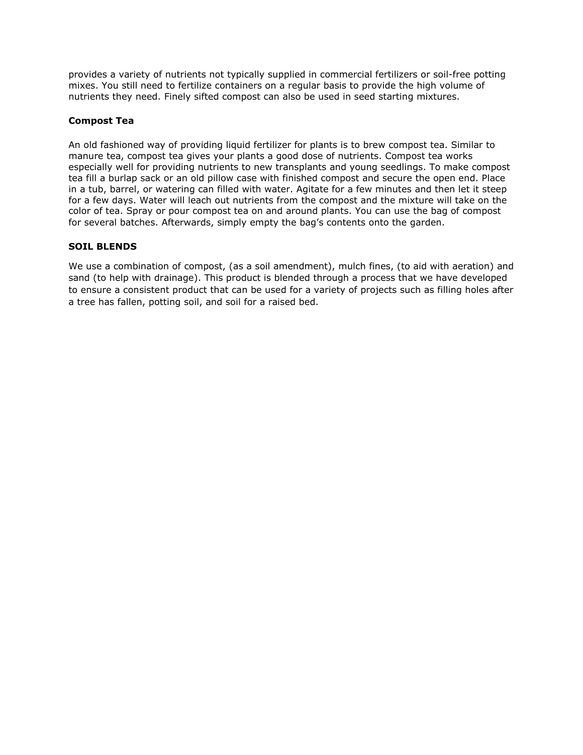provides a variety of nutrients not typically supplied in commercial fertilizers or soil-free potting mixes. You still need to fertilize containers on a regular basis to provide the high volume of nutrients they need. Finely sifted compost can also be used in seed starting mixtures.

### Compost Tea

An old fashioned way of providing liquid fertilizer for plants is to brew compost tea. Similar to manure tea, compost tea gives your plants a good dose of nutrients. Compost tea works especially well for providing nutrients to new transplants and young seedlings. To make compost tea fill a burlap sack or an old pillow case with finished compost and secure the open end. Place in a tub, barrel, or watering can filled with water. Agitate for a few minutes and then let it steep for a few days. Water will leach out nutrients from the compost and the mixture will take on the color of tea. Spray or pour compost tea on and around plants. You can use the bag of compost for several batches. Afterwards, simply empty the bag's contents onto the garden.

## SOIL BLENDS

We use a combination of compost, (as a soil amendment), mulch fines, (to aid with aeration) and sand (to help with drainage). This product is blended through a process that we have developed to ensure a consistent product that can be used for a variety of projects such as filling holes after a tree has fallen, potting soil, and soil for a raised bed.